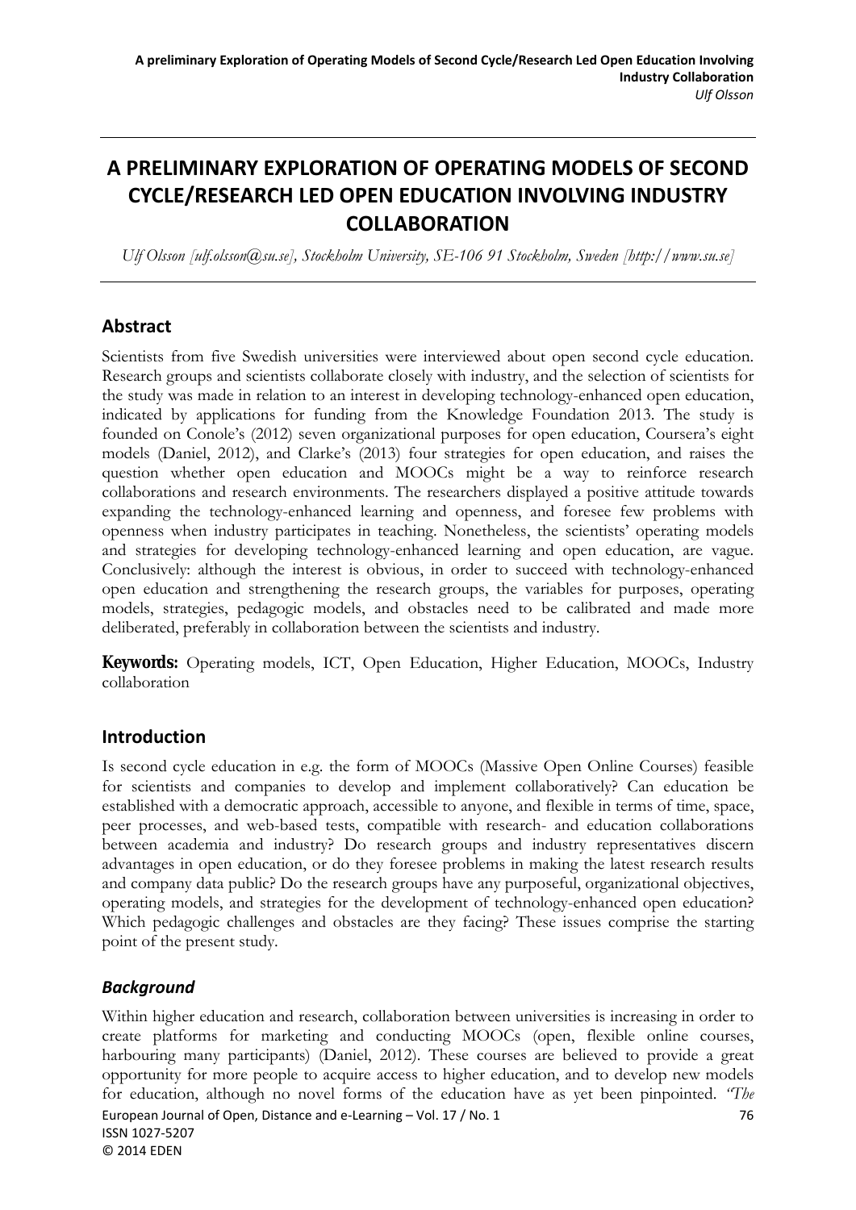# A PRELIMINARY EXPLORATION OF OPERATING MODELS OF SECOND CYCLE/RESEARCH LED OPEN EDUCATION INVOLVING INDUSTRY COLLABORATION

*Ulf Olsson [ulf.olsson@su.se], Stockholm University, SE-106 91 Stockholm, Sweden [http://www.su.se]*

## Abstract

Scientists from five Swedish universities were interviewed about open second cycle education. Research groups and scientists collaborate closely with industry, and the selection of scientists for the study was made in relation to an interest in developing technology-enhanced open education, indicated by applications for funding from the Knowledge Foundation 2013. The study is founded on Conole's (2012) seven organizational purposes for open education, Coursera's eight models (Daniel, 2012), and Clarke's (2013) four strategies for open education, and raises the question whether open education and MOOCs might be a way to reinforce research collaborations and research environments. The researchers displayed a positive attitude towards expanding the technology-enhanced learning and openness, and foresee few problems with openness when industry participates in teaching. Nonetheless, the scientists' operating models and strategies for developing technology-enhanced learning and open education, are vague. Conclusively: although the interest is obvious, in order to succeed with technology-enhanced open education and strengthening the research groups, the variables for purposes, operating models, strategies, pedagogic models, and obstacles need to be calibrated and made more deliberated, preferably in collaboration between the scientists and industry.

**Keywords:** Operating models, ICT, Open Education, Higher Education, MOOCs, Industry collaboration

## Introduction

Is second cycle education in e.g. the form of MOOCs (Massive Open Online Courses) feasible for scientists and companies to develop and implement collaboratively? Can education be established with a democratic approach, accessible to anyone, and flexible in terms of time, space, peer processes, and web-based tests, compatible with research- and education collaborations between academia and industry? Do research groups and industry representatives discern advantages in open education, or do they foresee problems in making the latest research results and company data public? Do the research groups have any purposeful, organizational objectives, operating models, and strategies for the development of technology-enhanced open education? Which pedagogic challenges and obstacles are they facing? These issues comprise the starting point of the present study.

### *Background*

Within higher education and research, collaboration between universities is increasing in order to create platforms for marketing and conducting MOOCs (open, flexible online courses, harbouring many participants) (Daniel, 2012). These courses are believed to provide a great opportunity for more people to acquire access to higher education, and to develop new models for education, although no novel forms of the education have as yet been pinpointed. *"The*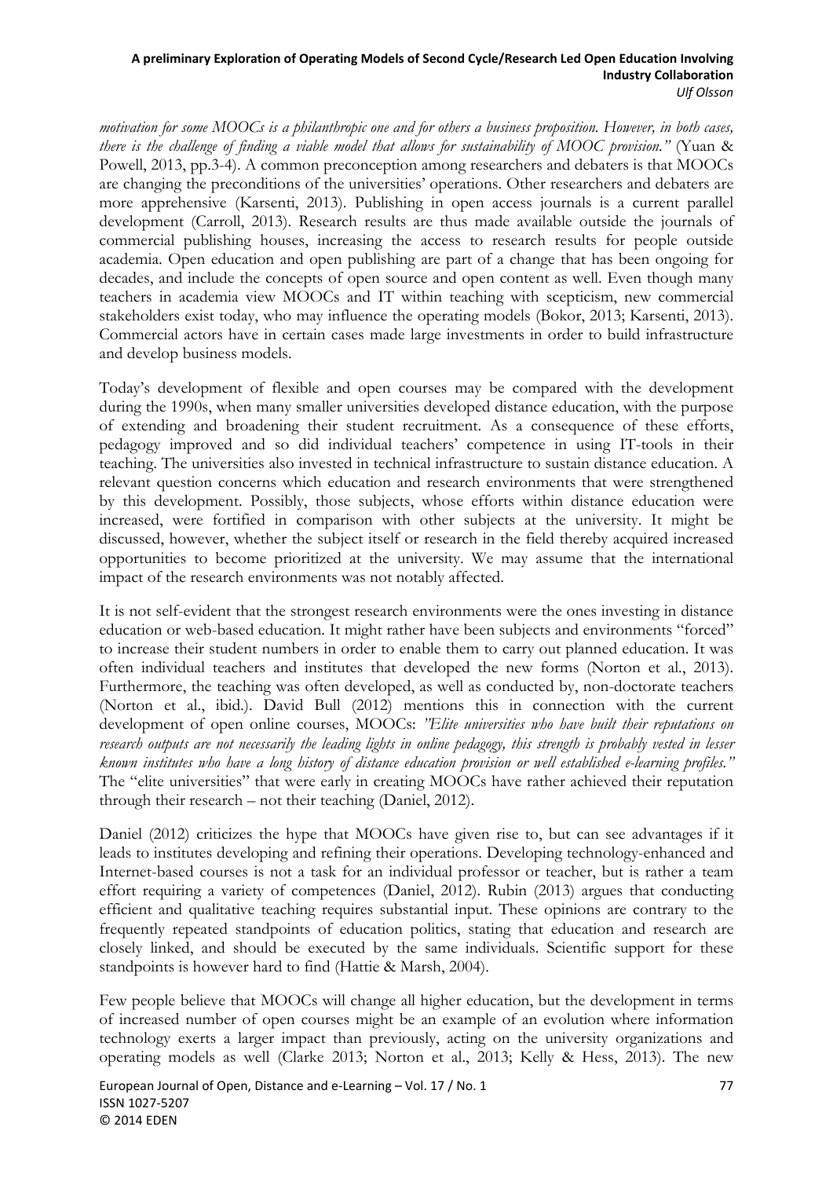*motivation for some MOOCs is a philanthropic one and for others a business proposition. However, in both cases, there is the challenge of finding a viable model that allows for sustainability of MOOC provision."* (Yuan & Powell, 2013, pp.3-4). A common preconception among researchers and debaters is that MOOCs are changing the preconditions of the universities' operations. Other researchers and debaters are more apprehensive (Karsenti, 2013). Publishing in open access journals is a current parallel development (Carroll, 2013). Research results are thus made available outside the journals of commercial publishing houses, increasing the access to research results for people outside academia. Open education and open publishing are part of a change that has been ongoing for decades, and include the concepts of open source and open content as well. Even though many teachers in academia view MOOCs and IT within teaching with scepticism, new commercial stakeholders exist today, who may influence the operating models (Bokor, 2013; Karsenti, 2013). Commercial actors have in certain cases made large investments in order to build infrastructure and develop business models.

Today's development of flexible and open courses may be compared with the development during the 1990s, when many smaller universities developed distance education, with the purpose of extending and broadening their student recruitment. As a consequence of these efforts, pedagogy improved and so did individual teachers' competence in using IT-tools in their teaching. The universities also invested in technical infrastructure to sustain distance education. A relevant question concerns which education and research environments that were strengthened by this development. Possibly, those subjects, whose efforts within distance education were increased, were fortified in comparison with other subjects at the university. It might be discussed, however, whether the subject itself or research in the field thereby acquired increased opportunities to become prioritized at the university. We may assume that the international impact of the research environments was not notably affected.

It is not self-evident that the strongest research environments were the ones investing in distance education or web-based education. It might rather have been subjects and environments "forced" to increase their student numbers in order to enable them to carry out planned education. It was often individual teachers and institutes that developed the new forms (Norton et al., 2013). Furthermore, the teaching was often developed, as well as conducted by, non-doctorate teachers (Norton et al., ibid.). David Bull (2012) mentions this in connection with the current development of open online courses, MOOCs: *"Elite universities who have built their reputations on research outputs are not necessarily the leading lights in online pedagogy, this strength is probably vested in lesser known institutes who have a long history of distance education provision or well established e-learning profiles."* The "elite universities" that were early in creating MOOCs have rather achieved their reputation through their research – not their teaching (Daniel, 2012).

Daniel (2012) criticizes the hype that MOOCs have given rise to, but can see advantages if it leads to institutes developing and refining their operations. Developing technology-enhanced and Internet-based courses is not a task for an individual professor or teacher, but is rather a team effort requiring a variety of competences (Daniel, 2012). Rubin (2013) argues that conducting efficient and qualitative teaching requires substantial input. These opinions are contrary to the frequently repeated standpoints of education politics, stating that education and research are closely linked, and should be executed by the same individuals. Scientific support for these standpoints is however hard to find (Hattie & Marsh, 2004).

Few people believe that MOOCs will change all higher education, but the development in terms of increased number of open courses might be an example of an evolution where information technology exerts a larger impact than previously, acting on the university organizations and operating models as well (Clarke 2013; Norton et al., 2013; Kelly & Hess, 2013). The new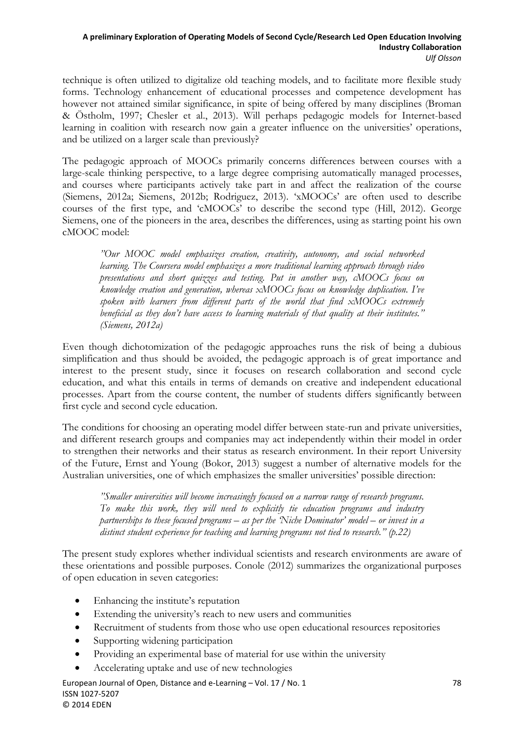technique is often utilized to digitalize old teaching models, and to facilitate more flexible study forms. Technology enhancement of educational processes and competence development has however not attained similar significance, in spite of being offered by many disciplines (Broman & Östholm, 1997; Chesler et al., 2013). Will perhaps pedagogic models for Internet-based learning in coalition with research now gain a greater influence on the universities' operations, and be utilized on a larger scale than previously?

The pedagogic approach of MOOCs primarily concerns differences between courses with a large-scale thinking perspective, to a large degree comprising automatically managed processes, and courses where participants actively take part in and affect the realization of the course (Siemens, 2012a; Siemens, 2012b; Rodriguez, 2013). 'xMOOCs' are often used to describe courses of the first type, and 'cMOOCs' to describe the second type (Hill, 2012). George Siemens, one of the pioneers in the area, describes the differences, using as starting point his own cMOOC model:

> *"Our MOOC model emphasizes creation, creativity, autonomy, and social networked learning. The Coursera model emphasizes a more traditional learning approach through video presentations and short quizzes and testing. Put in another way, cMOOCs focus on knowledge creation and generation, whereas xMOOCs focus on knowledge duplication. I've spoken with learners from different parts of the world that find xMOOCs extremely beneficial as they don't have access to learning materials of that quality at their institutes." (Siemens, 2012a)*

Even though dichotomization of the pedagogic approaches runs the risk of being a dubious simplification and thus should be avoided, the pedagogic approach is of great importance and interest to the present study, since it focuses on research collaboration and second cycle education, and what this entails in terms of demands on creative and independent educational processes. Apart from the course content, the number of students differs significantly between first cycle and second cycle education.

The conditions for choosing an operating model differ between state-run and private universities, and different research groups and companies may act independently within their model in order to strengthen their networks and their status as research environment. In their report University of the Future, Ernst and Young (Bokor, 2013) suggest a number of alternative models for the Australian universities, one of which emphasizes the smaller universities' possible direction:

> *"Smaller universities will become increasingly focused on a narrow range of research programs. To make this work, they will need to explicitly tie education programs and industry partnerships to these focused programs – as per the 'Niche Dominator' model – or invest in a distinct student experience for teaching and learning programs not tied to research." (p.22)*

The present study explores whether individual scientists and research environments are aware of these orientations and possible purposes. Conole (2012) summarizes the organizational purposes of open education in seven categories:

- Enhancing the institute's reputation
- Extending the university's reach to new users and communities
- Recruitment of students from those who use open educational resources repositories
- Supporting widening participation
- Providing an experimental base of material for use within the university
- Accelerating uptake and use of new technologies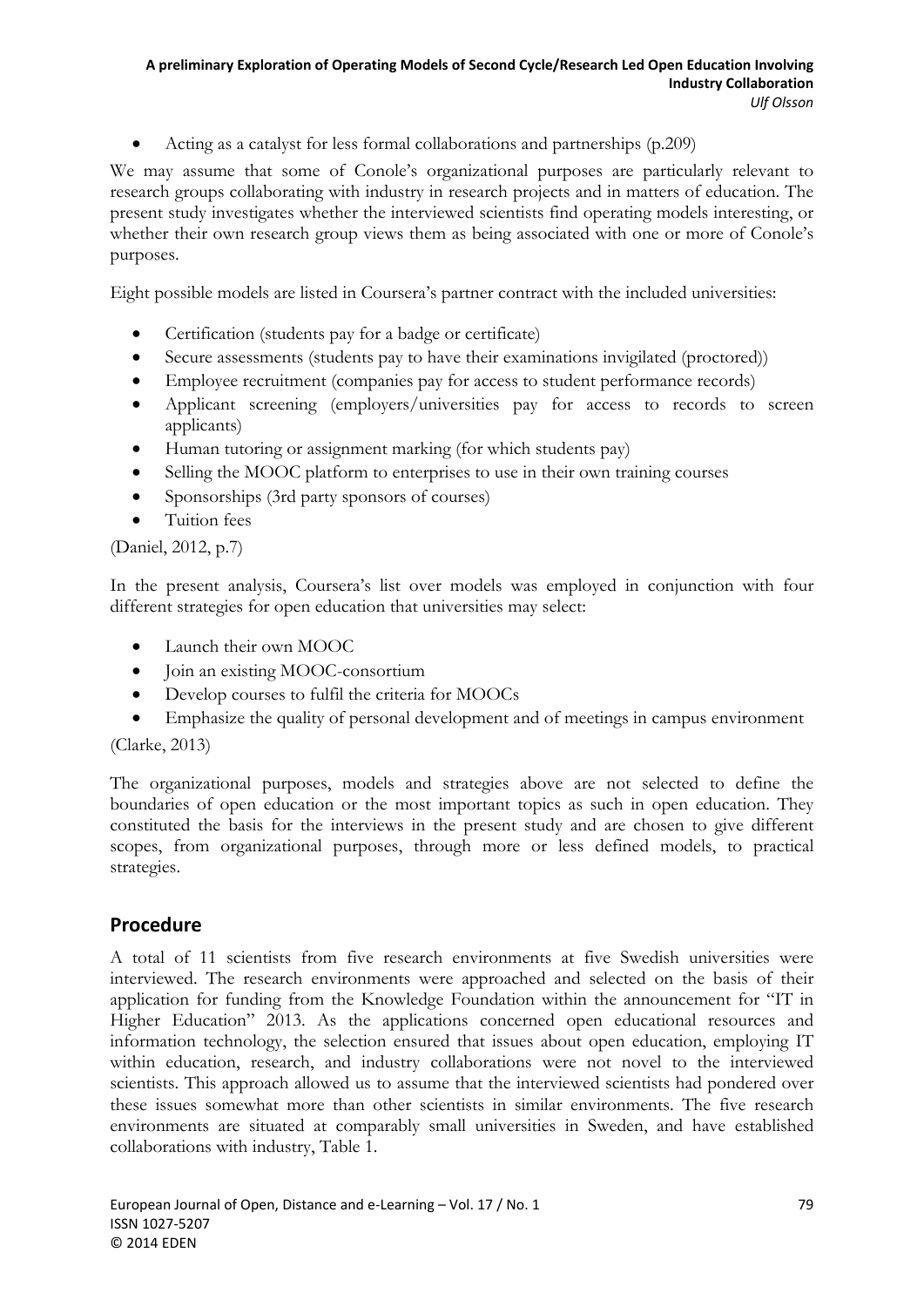- Acting as a catalyst for less formal collaborations and partnerships (p.209)

We may assume that some of Conole's organizational purposes are particularly relevant to research groups collaborating with industry in research projects and in matters of education. The present study investigates whether the interviewed scientists find operating models interesting, or whether their own research group views them as being associated with one or more of Conole's purposes.

Eight possible models are listed in Coursera's partner contract with the included universities:

- Certification (students pay for a badge or certificate)
- Secure assessments (students pay to have their examinations invigilated (proctored))
- Employee recruitment (companies pay for access to student performance records)
- Applicant screening (employers/universities pay for access to records to screen applicants)
- Human tutoring or assignment marking (for which students pay)
- Selling the MOOC platform to enterprises to use in their own training courses
- Sponsorships (3rd party sponsors of courses)
- Tuition fees

(Daniel, 2012, p.7)

In the present analysis, Coursera's list over models was employed in conjunction with four different strategies for open education that universities may select:

- Launch their own MOOC
- Join an existing MOOC-consortium
- Develop courses to fulfil the criteria for MOOCs
- Emphasize the quality of personal development and of meetings in campus environment

(Clarke, 2013)

The organizational purposes, models and strategies above are not selected to define the boundaries of open education or the most important topics as such in open education. They constituted the basis for the interviews in the present study and are chosen to give different scopes, from organizational purposes, through more or less defined models, to practical strategies.

## Procedure

A total of 11 scientists from five research environments at five Swedish universities were interviewed. The research environments were approached and selected on the basis of their application for funding from the Knowledge Foundation within the announcement for "IT in Higher Education" 2013. As the applications concerned open educational resources and information technology, the selection ensured that issues about open education, employing IT within education, research, and industry collaborations were not novel to the interviewed scientists. This approach allowed us to assume that the interviewed scientists had pondered over these issues somewhat more than other scientists in similar environments. The five research environments are situated at comparably small universities in Sweden, and have established collaborations with industry, Table 1.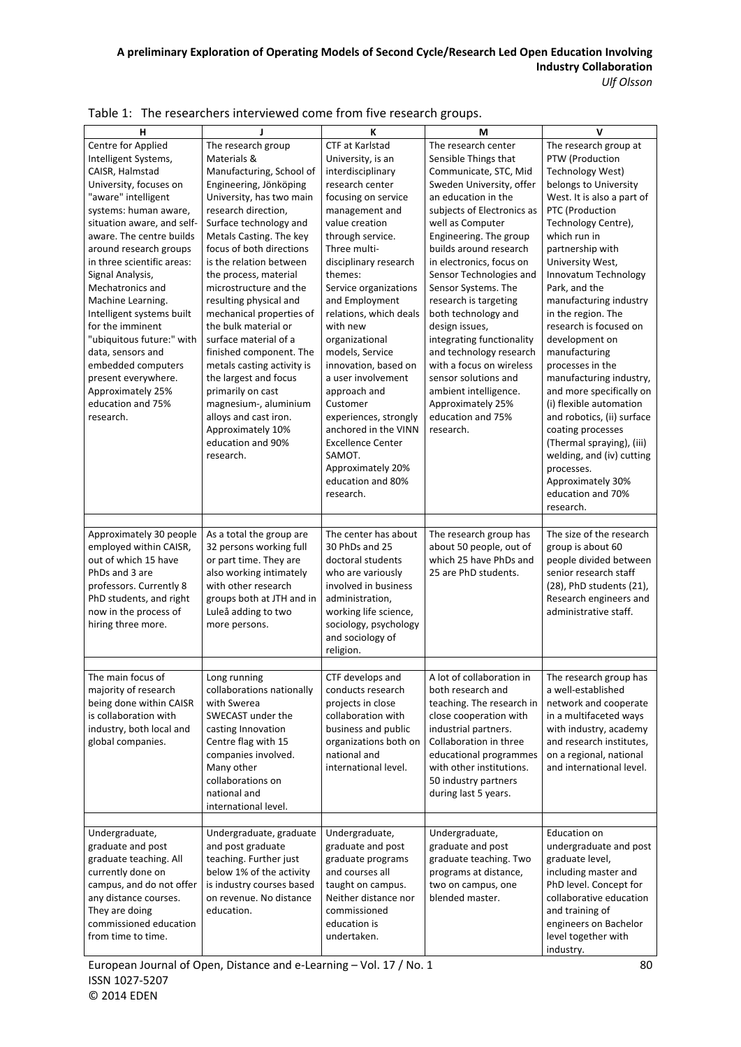Table 1: The researchers interviewed come from five research groups.

| H | J | K | M | V |
|---|---|---|---|---|
| Centre for Applied Intelligent Systems, CAISR, Halmstad University, focuses on "aware" intelligent systems: human aware, situation aware, and self-aware. The centre builds around research groups in three scientific areas: Signal Analysis, Mechatronics and Machine Learning. Intelligent systems built for the imminent "ubiquitous future:" with data, sensors and embedded computers present everywhere. Approximately 25% education and 75% research. | The research group Materials & Manufacturing, School of Engineering, Jönköping University, has two main research direction, Surface technology and Metals Casting. The key focus of both directions is the relation between the process, material microstructure and the resulting physical and mechanical properties of the bulk material or surface material of a finished component. The metals casting activity is the largest and focus primarily on cast magnesium-, aluminium alloys and cast iron. Approximately 10% education and 90% research. | CTF at Karlstad University, is an interdisciplinary research center focusing on service management and value creation through service. Three multi-disciplinary research themes: Service organizations and Employment relations, which deals with new organizational models, Service innovation, based on a user involvement approach and Customer experiences, strongly anchored in the VINN Excellence Center SAMOT. Approximately 20% education and 80% research. | The research center Sensible Things that Communicate, STC, Mid Sweden University, offer an education in the subjects of Electronics as well as Computer Engineering. The group builds around research in electronics, focus on Sensor Technologies and Sensor Systems. The research is targeting both technology and design issues, integrating functionality and technology research with a focus on wireless sensor solutions and ambient intelligence. Approximately 25% education and 75% research. | The research group at PTW (Production Technology West) belongs to University West. It is also a part of PTC (Production Technology Centre), which run in partnership with University West, Innovatum Technology Park, and the manufacturing industry in the region. The research is focused on development on manufacturing processes in the manufacturing industry, and more specifically on (i) flexible automation and robotics, (ii) surface coating processes (Thermal spraying), (iii) welding, and (iv) cutting processes. Approximately 30% education and 70% research. |
| Approximately 30 people employed within CAISR, out of which 15 have PhDs and 3 are professors. Currently 8 PhD students, and right now in the process of hiring three more. | As a total the group are 32 persons working full or part time. They are also working intimately with other research groups both at JTH and in Luleå adding to two more persons. | The center has about 30 PhDs and 25 doctoral students who are variously involved in business administration, working life science, sociology, psychology and sociology of religion. | The research group has about 50 people, out of which 25 have PhDs and 25 are PhD students. | The size of the research group is about 60 people divided between senior research staff (28), PhD students (21), Research engineers and administrative staff. |
| The main focus of majority of research being done within CAISR is collaboration with industry, both local and global companies. | Long running collaborations nationally with Swerea SWECAST under the casting Innovation Centre flag with 15 companies involved. Many other collaborations on national and international level. | CTF develops and conducts research projects in close collaboration with business and public organizations both on national and international level. | A lot of collaboration in both research and teaching. The research in close cooperation with industrial partners. Collaboration in three educational programmes with other institutions. 50 industry partners during last 5 years. | The research group has a well-established network and cooperate in a multifaceted ways with industry, academy and research institutes, on a regional, national and international level. |
| Undergraduate, graduate and post graduate teaching. All currently done on campus, and do not offer any distance courses. They are doing commissioned education from time to time. | Undergraduate, graduate and post graduate teaching. Further just below 1% of the activity is industry courses based on revenue. No distance education. | Undergraduate, graduate and post graduate programs and courses all taught on campus. Neither distance nor commissioned education is undertaken. | Undergraduate, graduate and post graduate teaching. Two programs at distance, two on campus, one blended master. | Education on undergraduate and post graduate level, including master and PhD level. Concept for collaborative education and training of engineers on Bachelor level together with industry. |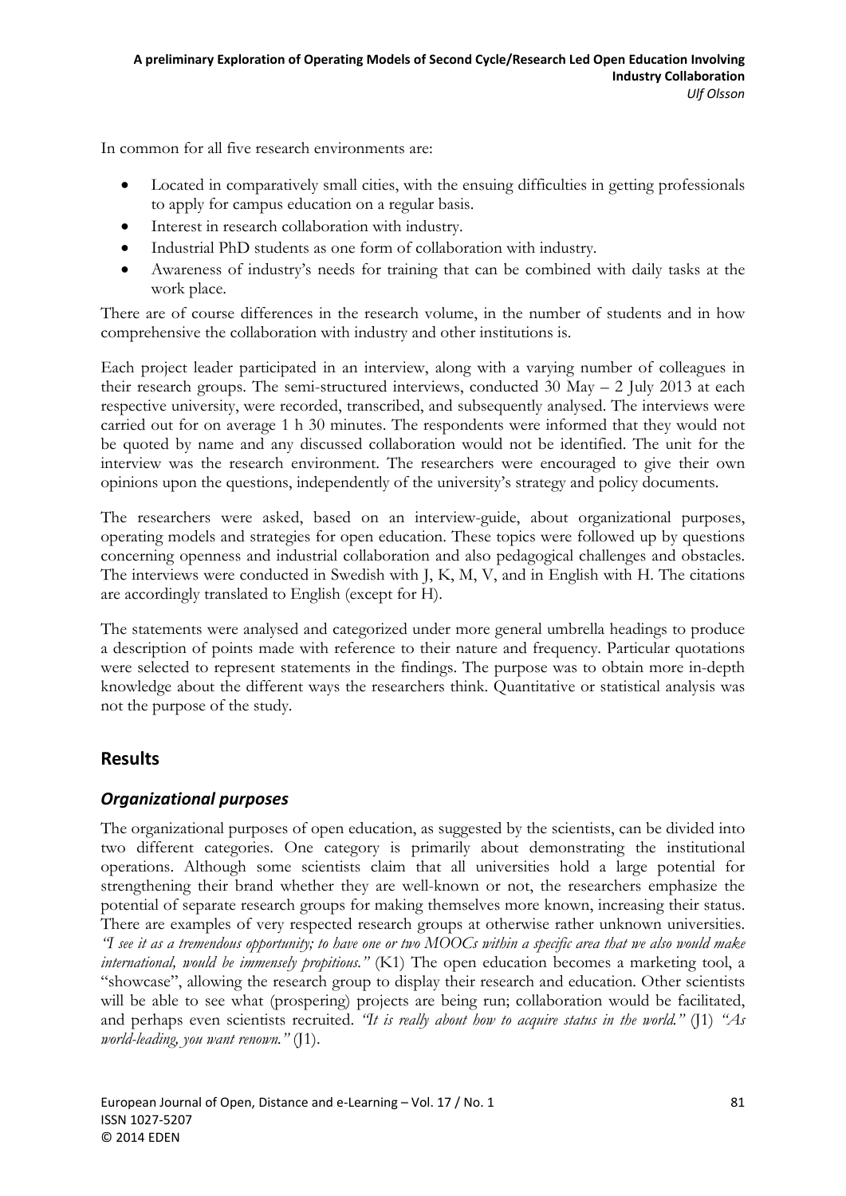In common for all five research environments are:

- Located in comparatively small cities, with the ensuing difficulties in getting professionals to apply for campus education on a regular basis.
- Interest in research collaboration with industry.
- Industrial PhD students as one form of collaboration with industry.
- Awareness of industry's needs for training that can be combined with daily tasks at the work place.

There are of course differences in the research volume, in the number of students and in how comprehensive the collaboration with industry and other institutions is.

Each project leader participated in an interview, along with a varying number of colleagues in their research groups. The semi-structured interviews, conducted 30 May – 2 July 2013 at each respective university, were recorded, transcribed, and subsequently analysed. The interviews were carried out for on average 1 h 30 minutes. The respondents were informed that they would not be quoted by name and any discussed collaboration would not be identified. The unit for the interview was the research environment. The researchers were encouraged to give their own opinions upon the questions, independently of the university's strategy and policy documents.

The researchers were asked, based on an interview-guide, about organizational purposes, operating models and strategies for open education. These topics were followed up by questions concerning openness and industrial collaboration and also pedagogical challenges and obstacles. The interviews were conducted in Swedish with J, K, M, V, and in English with H. The citations are accordingly translated to English (except for H).

The statements were analysed and categorized under more general umbrella headings to produce a description of points made with reference to their nature and frequency. Particular quotations were selected to represent statements in the findings. The purpose was to obtain more in-depth knowledge about the different ways the researchers think. Quantitative or statistical analysis was not the purpose of the study.

## Results

### *Organizational purposes*

The organizational purposes of open education, as suggested by the scientists, can be divided into two different categories. One category is primarily about demonstrating the institutional operations. Although some scientists claim that all universities hold a large potential for strengthening their brand whether they are well-known or not, the researchers emphasize the potential of separate research groups for making themselves more known, increasing their status. There are examples of very respected research groups at otherwise rather unknown universities. *"I see it as a tremendous opportunity; to have one or two MOOCs within a specific area that we also would make international, would be immensely propitious."* (K1) The open education becomes a marketing tool, a "showcase", allowing the research group to display their research and education. Other scientists will be able to see what (prospering) projects are being run; collaboration would be facilitated, and perhaps even scientists recruited. *"It is really about how to acquire status in the world."* (J1) *"As world-leading, you want renown."* (J1).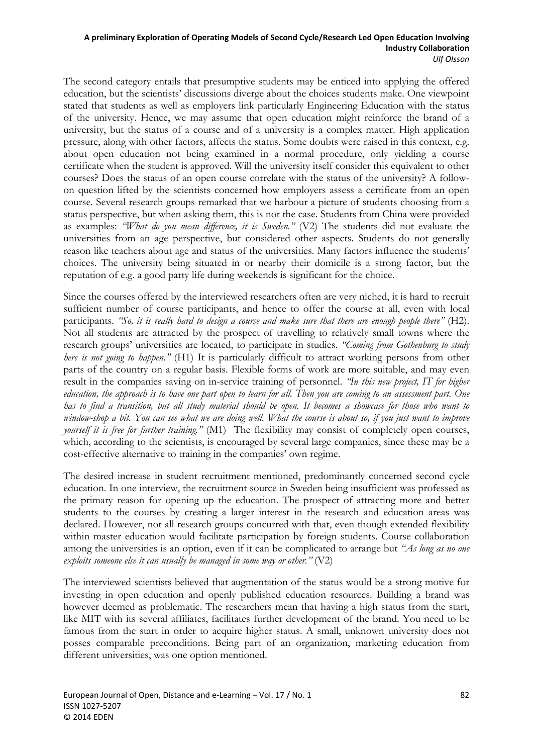The second category entails that presumptive students may be enticed into applying the offered education, but the scientists' discussions diverge about the choices students make. One viewpoint stated that students as well as employers link particularly Engineering Education with the status of the university. Hence, we may assume that open education might reinforce the brand of a university, but the status of a course and of a university is a complex matter. High application pressure, along with other factors, affects the status. Some doubts were raised in this context, e.g. about open education not being examined in a normal procedure, only yielding a course certificate when the student is approved. Will the university itself consider this equivalent to other courses? Does the status of an open course correlate with the status of the university? A follow-on question lifted by the scientists concerned how employers assess a certificate from an open course. Several research groups remarked that we harbour a picture of students choosing from a status perspective, but when asking them, this is not the case. Students from China were provided as examples: *"What do you mean difference, it is Sweden."* (V2) The students did not evaluate the universities from an age perspective, but considered other aspects. Students do not generally reason like teachers about age and status of the universities. Many factors influence the students' choices. The university being situated in or nearby their domicile is a strong factor, but the reputation of e.g. a good party life during weekends is significant for the choice.

Since the courses offered by the interviewed researchers often are very niched, it is hard to recruit sufficient number of course participants, and hence to offer the course at all, even with local participants. *"So, it is really hard to design a course and make sure that there are enough people there"* (H2). Not all students are attracted by the prospect of travelling to relatively small towns where the research groups' universities are located, to participate in studies. *"Coming from Gothenburg to study here is not going to happen."* (H1) It is particularly difficult to attract working persons from other parts of the country on a regular basis. Flexible forms of work are more suitable, and may even result in the companies saving on in-service training of personnel. *"In this new project, IT for higher education, the approach is to have one part open to learn for all. Then you are coming to an assessment part. One has to find a transition, but all study material should be open. It becomes a showcase for those who want to window-shop a bit. You can see what we are doing well. What the course is about so, if you just want to improve yourself it is free for further training."* (M1) The flexibility may consist of completely open courses, which, according to the scientists, is encouraged by several large companies, since these may be a cost-effective alternative to training in the companies' own regime.

The desired increase in student recruitment mentioned, predominantly concerned second cycle education. In one interview, the recruitment source in Sweden being insufficient was professed as the primary reason for opening up the education. The prospect of attracting more and better students to the courses by creating a larger interest in the research and education areas was declared. However, not all research groups concurred with that, even though extended flexibility within master education would facilitate participation by foreign students. Course collaboration among the universities is an option, even if it can be complicated to arrange but *"As long as no one exploits someone else it can usually be managed in some way or other."* (V2)

The interviewed scientists believed that augmentation of the status would be a strong motive for investing in open education and openly published education resources. Building a brand was however deemed as problematic. The researchers mean that having a high status from the start, like MIT with its several affiliates, facilitates further development of the brand. You need to be famous from the start in order to acquire higher status. A small, unknown university does not posses comparable preconditions. Being part of an organization, marketing education from different universities, was one option mentioned.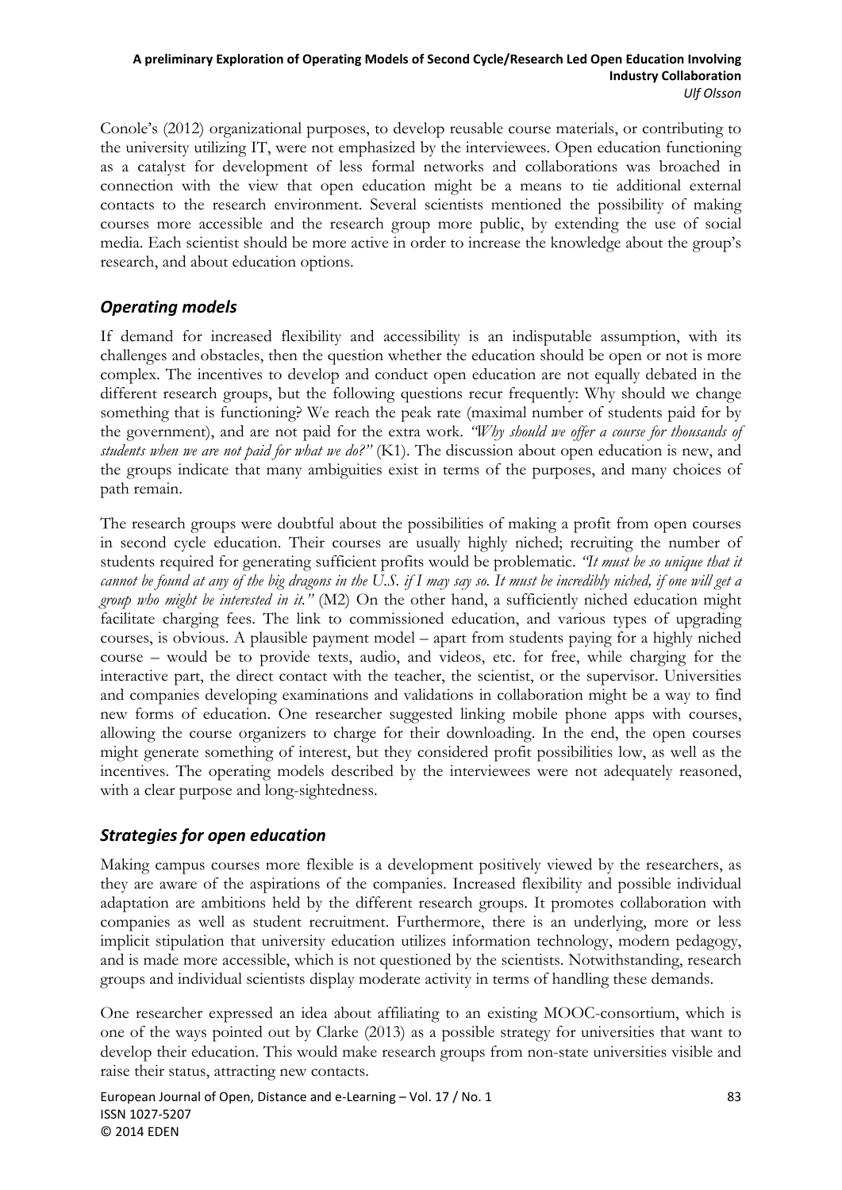Conole's (2012) organizational purposes, to develop reusable course materials, or contributing to the university utilizing IT, were not emphasized by the interviewees. Open education functioning as a catalyst for development of less formal networks and collaborations was broached in connection with the view that open education might be a means to tie additional external contacts to the research environment. Several scientists mentioned the possibility of making courses more accessible and the research group more public, by extending the use of social media. Each scientist should be more active in order to increase the knowledge about the group's research, and about education options.

## *Operating models*

If demand for increased flexibility and accessibility is an indisputable assumption, with its challenges and obstacles, then the question whether the education should be open or not is more complex. The incentives to develop and conduct open education are not equally debated in the different research groups, but the following questions recur frequently: Why should we change something that is functioning? We reach the peak rate (maximal number of students paid for by the government), and are not paid for the extra work. *"Why should we offer a course for thousands of students when we are not paid for what we do?"* (K1). The discussion about open education is new, and the groups indicate that many ambiguities exist in terms of the purposes, and many choices of path remain.

The research groups were doubtful about the possibilities of making a profit from open courses in second cycle education. Their courses are usually highly niched; recruiting the number of students required for generating sufficient profits would be problematic. *"It must be so unique that it cannot be found at any of the big dragons in the U.S. if I may say so. It must be incredibly niched, if one will get a group who might be interested in it."* (M2) On the other hand, a sufficiently niched education might facilitate charging fees. The link to commissioned education, and various types of upgrading courses, is obvious. A plausible payment model – apart from students paying for a highly niched course – would be to provide texts, audio, and videos, etc. for free, while charging for the interactive part, the direct contact with the teacher, the scientist, or the supervisor. Universities and companies developing examinations and validations in collaboration might be a way to find new forms of education. One researcher suggested linking mobile phone apps with courses, allowing the course organizers to charge for their downloading. In the end, the open courses might generate something of interest, but they considered profit possibilities low, as well as the incentives. The operating models described by the interviewees were not adequately reasoned, with a clear purpose and long-sightedness.

## *Strategies for open education*

Making campus courses more flexible is a development positively viewed by the researchers, as they are aware of the aspirations of the companies. Increased flexibility and possible individual adaptation are ambitions held by the different research groups. It promotes collaboration with companies as well as student recruitment. Furthermore, there is an underlying, more or less implicit stipulation that university education utilizes information technology, modern pedagogy, and is made more accessible, which is not questioned by the scientists. Notwithstanding, research groups and individual scientists display moderate activity in terms of handling these demands.

One researcher expressed an idea about affiliating to an existing MOOC-consortium, which is one of the ways pointed out by Clarke (2013) as a possible strategy for universities that want to develop their education. This would make research groups from non-state universities visible and raise their status, attracting new contacts.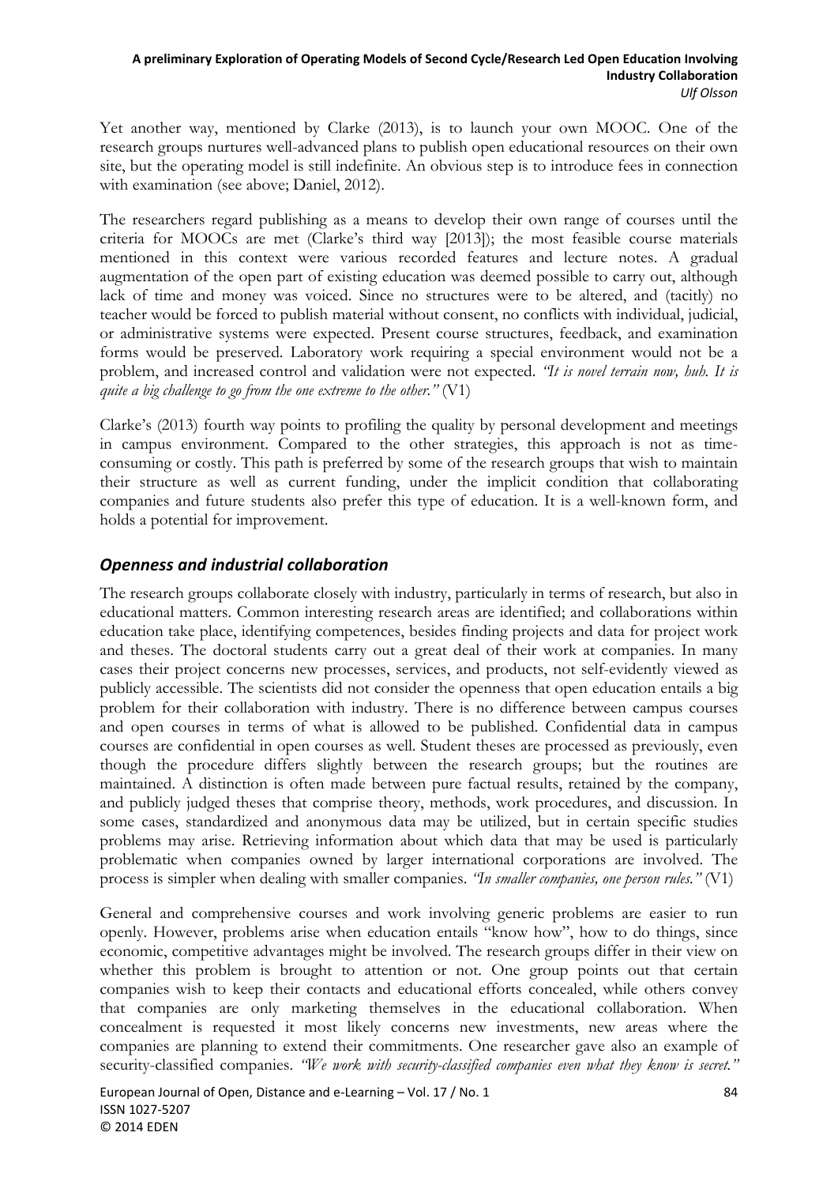Yet another way, mentioned by Clarke (2013), is to launch your own MOOC. One of the research groups nurtures well-advanced plans to publish open educational resources on their own site, but the operating model is still indefinite. An obvious step is to introduce fees in connection with examination (see above; Daniel, 2012).

The researchers regard publishing as a means to develop their own range of courses until the criteria for MOOCs are met (Clarke's third way [2013]); the most feasible course materials mentioned in this context were various recorded features and lecture notes. A gradual augmentation of the open part of existing education was deemed possible to carry out, although lack of time and money was voiced. Since no structures were to be altered, and (tacitly) no teacher would be forced to publish material without consent, no conflicts with individual, judicial, or administrative systems were expected. Present course structures, feedback, and examination forms would be preserved. Laboratory work requiring a special environment would not be a problem, and increased control and validation were not expected. *"It is novel terrain now, huh. It is quite a big challenge to go from the one extreme to the other."* (V1)

Clarke's (2013) fourth way points to profiling the quality by personal development and meetings in campus environment. Compared to the other strategies, this approach is not as time-consuming or costly. This path is preferred by some of the research groups that wish to maintain their structure as well as current funding, under the implicit condition that collaborating companies and future students also prefer this type of education. It is a well-known form, and holds a potential for improvement.

## *Openness and industrial collaboration*

The research groups collaborate closely with industry, particularly in terms of research, but also in educational matters. Common interesting research areas are identified; and collaborations within education take place, identifying competences, besides finding projects and data for project work and theses. The doctoral students carry out a great deal of their work at companies. In many cases their project concerns new processes, services, and products, not self-evidently viewed as publicly accessible. The scientists did not consider the openness that open education entails a big problem for their collaboration with industry. There is no difference between campus courses and open courses in terms of what is allowed to be published. Confidential data in campus courses are confidential in open courses as well. Student theses are processed as previously, even though the procedure differs slightly between the research groups; but the routines are maintained. A distinction is often made between pure factual results, retained by the company, and publicly judged theses that comprise theory, methods, work procedures, and discussion. In some cases, standardized and anonymous data may be utilized, but in certain specific studies problems may arise. Retrieving information about which data that may be used is particularly problematic when companies owned by larger international corporations are involved. The process is simpler when dealing with smaller companies. *"In smaller companies, one person rules."* (V1)

General and comprehensive courses and work involving generic problems are easier to run openly. However, problems arise when education entails "know how", how to do things, since economic, competitive advantages might be involved. The research groups differ in their view on whether this problem is brought to attention or not. One group points out that certain companies wish to keep their contacts and educational efforts concealed, while others convey that companies are only marketing themselves in the educational collaboration. When concealment is requested it most likely concerns new investments, new areas where the companies are planning to extend their commitments. One researcher gave also an example of security-classified companies. *"We work with security-classified companies even what they know is secret."*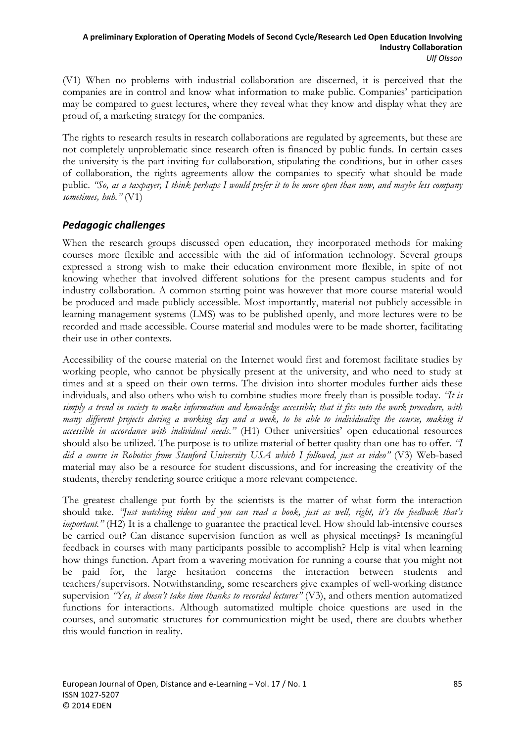(V1) When no problems with industrial collaboration are discerned, it is perceived that the companies are in control and know what information to make public. Companies' participation may be compared to guest lectures, where they reveal what they know and display what they are proud of, a marketing strategy for the companies.

The rights to research results in research collaborations are regulated by agreements, but these are not completely unproblematic since research often is financed by public funds. In certain cases the university is the part inviting for collaboration, stipulating the conditions, but in other cases of collaboration, the rights agreements allow the companies to specify what should be made public. *"So, as a taxpayer, I think perhaps I would prefer it to be more open than now, and maybe less company sometimes, huh."* (V1)

### *Pedagogic challenges*

When the research groups discussed open education, they incorporated methods for making courses more flexible and accessible with the aid of information technology. Several groups expressed a strong wish to make their education environment more flexible, in spite of not knowing whether that involved different solutions for the present campus students and for industry collaboration. A common starting point was however that more course material would be produced and made publicly accessible. Most importantly, material not publicly accessible in learning management systems (LMS) was to be published openly, and more lectures were to be recorded and made accessible. Course material and modules were to be made shorter, facilitating their use in other contexts.

Accessibility of the course material on the Internet would first and foremost facilitate studies by working people, who cannot be physically present at the university, and who need to study at times and at a speed on their own terms. The division into shorter modules further aids these individuals, and also others who wish to combine studies more freely than is possible today. *"It is simply a trend in society to make information and knowledge accessible; that it fits into the work procedure, with many different projects during a working day and a week, to be able to individualize the course, making it accessible in accordance with individual needs."* (H1) Other universities' open educational resources should also be utilized. The purpose is to utilize material of better quality than one has to offer. *"I did a course in Robotics from Stanford University USA which I followed, just as video"* (V3) Web-based material may also be a resource for student discussions, and for increasing the creativity of the students, thereby rendering source critique a more relevant competence.

The greatest challenge put forth by the scientists is the matter of what form the interaction should take. *"Just watching videos and you can read a book, just as well, right, it's the feedback that's important."* (H2) It is a challenge to guarantee the practical level. How should lab-intensive courses be carried out? Can distance supervision function as well as physical meetings? Is meaningful feedback in courses with many participants possible to accomplish? Help is vital when learning how things function. Apart from a wavering motivation for running a course that you might not be paid for, the large hesitation concerns the interaction between students and teachers/supervisors. Notwithstanding, some researchers give examples of well-working distance supervision *"Yes, it doesn't take time thanks to recorded lectures"* (V3), and others mention automatized functions for interactions. Although automatized multiple choice questions are used in the courses, and automatic structures for communication might be used, there are doubts whether this would function in reality.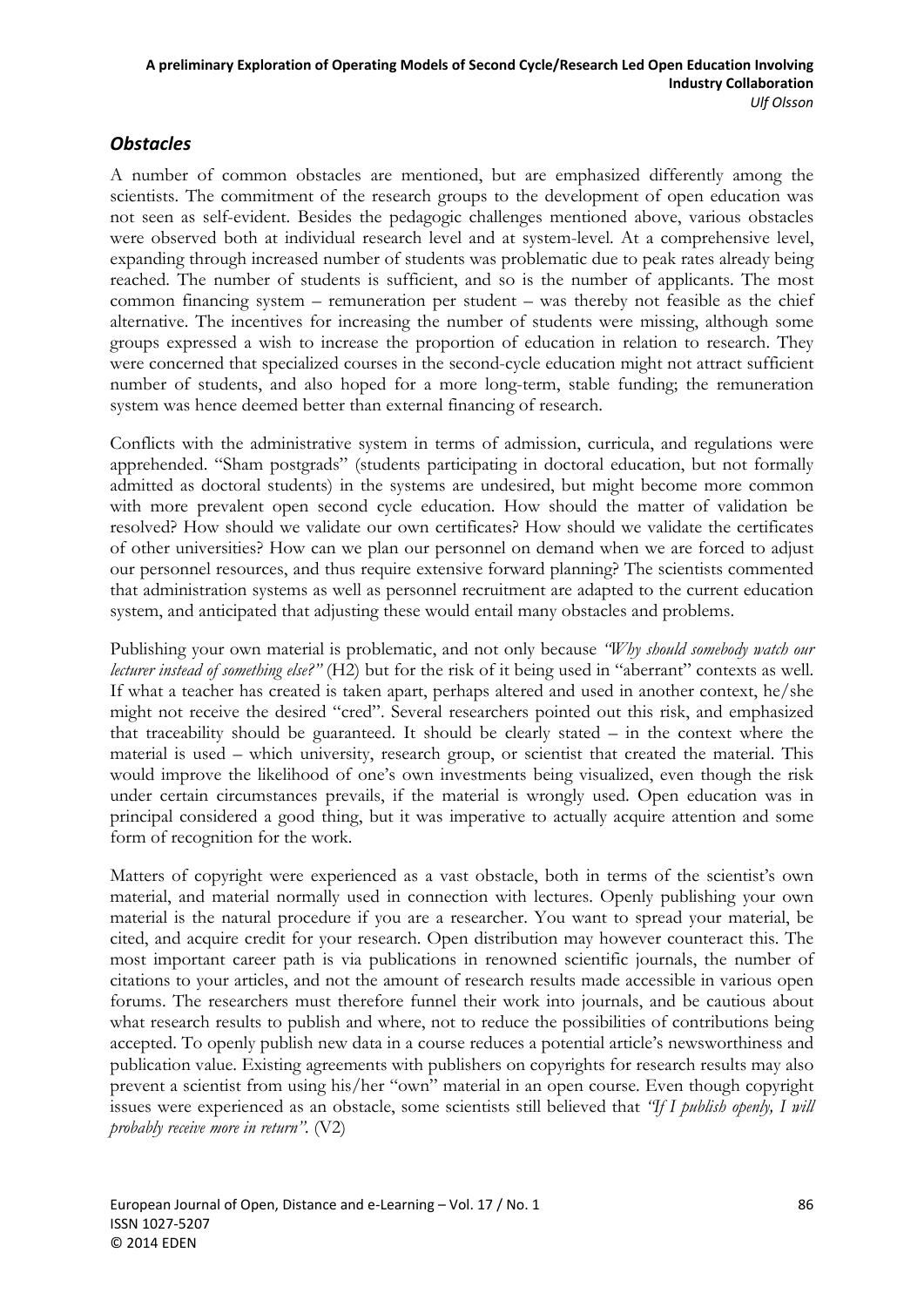### *Obstacles*

A number of common obstacles are mentioned, but are emphasized differently among the scientists. The commitment of the research groups to the development of open education was not seen as self-evident. Besides the pedagogic challenges mentioned above, various obstacles were observed both at individual research level and at system-level. At a comprehensive level, expanding through increased number of students was problematic due to peak rates already being reached. The number of students is sufficient, and so is the number of applicants. The most common financing system – remuneration per student – was thereby not feasible as the chief alternative. The incentives for increasing the number of students were missing, although some groups expressed a wish to increase the proportion of education in relation to research. They were concerned that specialized courses in the second-cycle education might not attract sufficient number of students, and also hoped for a more long-term, stable funding; the remuneration system was hence deemed better than external financing of research.

Conflicts with the administrative system in terms of admission, curricula, and regulations were apprehended. "Sham postgrads" (students participating in doctoral education, but not formally admitted as doctoral students) in the systems are undesired, but might become more common with more prevalent open second cycle education. How should the matter of validation be resolved? How should we validate our own certificates? How should we validate the certificates of other universities? How can we plan our personnel on demand when we are forced to adjust our personnel resources, and thus require extensive forward planning? The scientists commented that administration systems as well as personnel recruitment are adapted to the current education system, and anticipated that adjusting these would entail many obstacles and problems.

Publishing your own material is problematic, and not only because *"Why should somebody watch our lecturer instead of something else?"* (H2) but for the risk of it being used in "aberrant" contexts as well. If what a teacher has created is taken apart, perhaps altered and used in another context, he/she might not receive the desired "cred". Several researchers pointed out this risk, and emphasized that traceability should be guaranteed. It should be clearly stated – in the context where the material is used – which university, research group, or scientist that created the material. This would improve the likelihood of one's own investments being visualized, even though the risk under certain circumstances prevails, if the material is wrongly used. Open education was in principal considered a good thing, but it was imperative to actually acquire attention and some form of recognition for the work.

Matters of copyright were experienced as a vast obstacle, both in terms of the scientist's own material, and material normally used in connection with lectures. Openly publishing your own material is the natural procedure if you are a researcher. You want to spread your material, be cited, and acquire credit for your research. Open distribution may however counteract this. The most important career path is via publications in renowned scientific journals, the number of citations to your articles, and not the amount of research results made accessible in various open forums. The researchers must therefore funnel their work into journals, and be cautious about what research results to publish and where, not to reduce the possibilities of contributions being accepted. To openly publish new data in a course reduces a potential article's newsworthiness and publication value. Existing agreements with publishers on copyrights for research results may also prevent a scientist from using his/her "own" material in an open course. Even though copyright issues were experienced as an obstacle, some scientists still believed that *"If I publish openly, I will probably receive more in return".* (V2)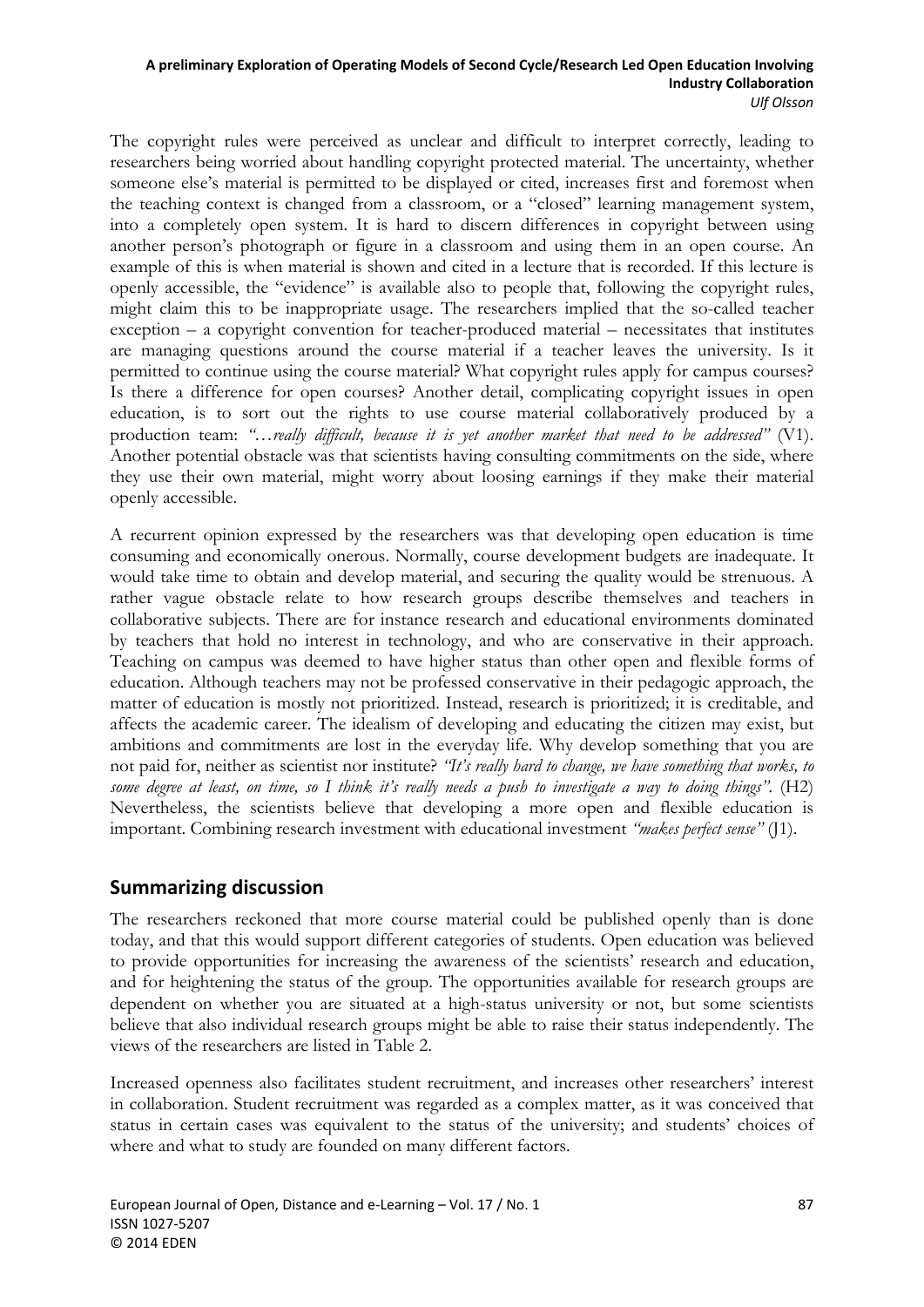The copyright rules were perceived as unclear and difficult to interpret correctly, leading to researchers being worried about handling copyright protected material. The uncertainty, whether someone else's material is permitted to be displayed or cited, increases first and foremost when the teaching context is changed from a classroom, or a "closed" learning management system, into a completely open system. It is hard to discern differences in copyright between using another person's photograph or figure in a classroom and using them in an open course. An example of this is when material is shown and cited in a lecture that is recorded. If this lecture is openly accessible, the "evidence" is available also to people that, following the copyright rules, might claim this to be inappropriate usage. The researchers implied that the so-called teacher exception – a copyright convention for teacher-produced material – necessitates that institutes are managing questions around the course material if a teacher leaves the university. Is it permitted to continue using the course material? What copyright rules apply for campus courses? Is there a difference for open courses? Another detail, complicating copyright issues in open education, is to sort out the rights to use course material collaboratively produced by a production team: *"…really difficult, because it is yet another market that need to be addressed"* (V1). Another potential obstacle was that scientists having consulting commitments on the side, where they use their own material, might worry about loosing earnings if they make their material openly accessible.

A recurrent opinion expressed by the researchers was that developing open education is time consuming and economically onerous. Normally, course development budgets are inadequate. It would take time to obtain and develop material, and securing the quality would be strenuous. A rather vague obstacle relate to how research groups describe themselves and teachers in collaborative subjects. There are for instance research and educational environments dominated by teachers that hold no interest in technology, and who are conservative in their approach. Teaching on campus was deemed to have higher status than other open and flexible forms of education. Although teachers may not be professed conservative in their pedagogic approach, the matter of education is mostly not prioritized. Instead, research is prioritized; it is creditable, and affects the academic career. The idealism of developing and educating the citizen may exist, but ambitions and commitments are lost in the everyday life. Why develop something that you are not paid for, neither as scientist nor institute? *"It's really hard to change, we have something that works, to some degree at least, on time, so I think it's really needs a push to investigate a way to doing things"*. (H2) Nevertheless, the scientists believe that developing a more open and flexible education is important. Combining research investment with educational investment *"makes perfect sense"* (J1).

## Summarizing discussion

The researchers reckoned that more course material could be published openly than is done today, and that this would support different categories of students. Open education was believed to provide opportunities for increasing the awareness of the scientists' research and education, and for heightening the status of the group. The opportunities available for research groups are dependent on whether you are situated at a high-status university or not, but some scientists believe that also individual research groups might be able to raise their status independently. The views of the researchers are listed in Table 2.

Increased openness also facilitates student recruitment, and increases other researchers' interest in collaboration. Student recruitment was regarded as a complex matter, as it was conceived that status in certain cases was equivalent to the status of the university; and students' choices of where and what to study are founded on many different factors.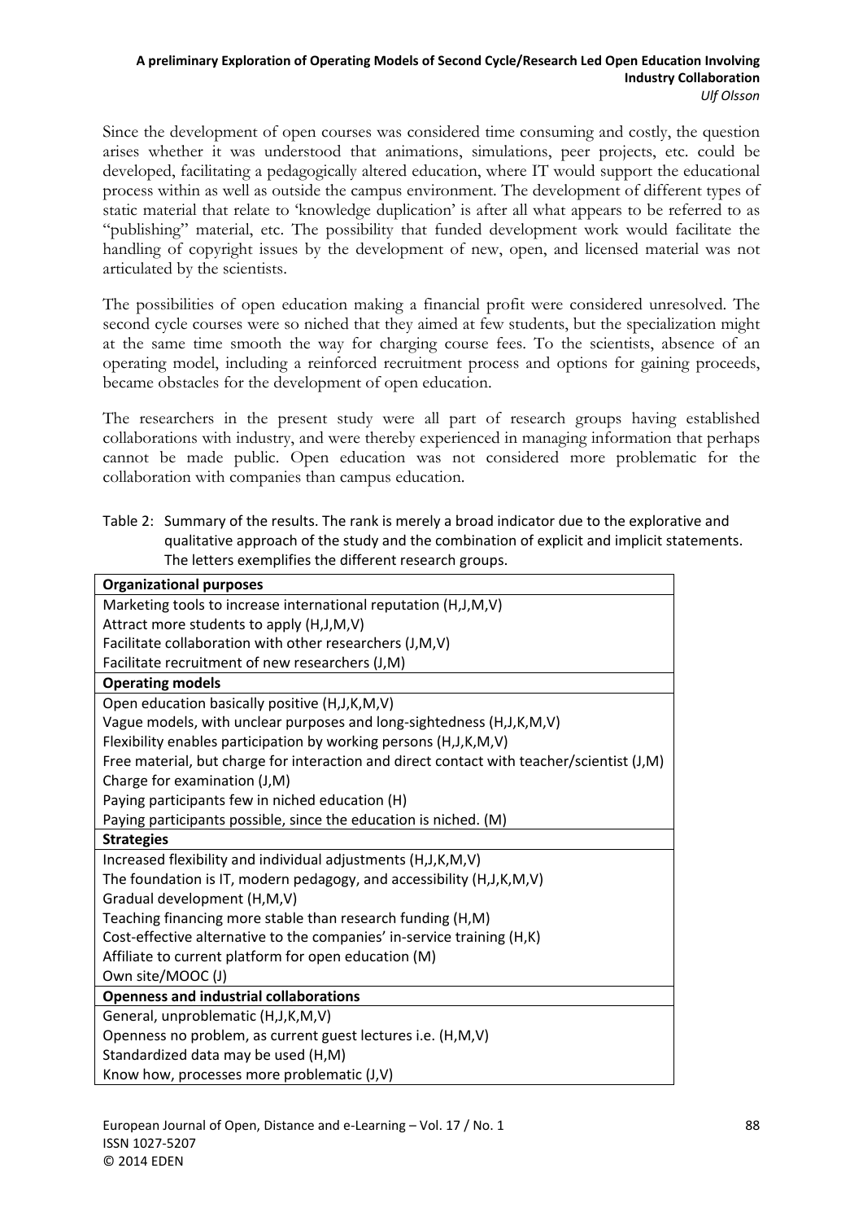Since the development of open courses was considered time consuming and costly, the question arises whether it was understood that animations, simulations, peer projects, etc. could be developed, facilitating a pedagogically altered education, where IT would support the educational process within as well as outside the campus environment. The development of different types of static material that relate to 'knowledge duplication' is after all what appears to be referred to as "publishing" material, etc. The possibility that funded development work would facilitate the handling of copyright issues by the development of new, open, and licensed material was not articulated by the scientists.

The possibilities of open education making a financial profit were considered unresolved. The second cycle courses were so niched that they aimed at few students, but the specialization might at the same time smooth the way for charging course fees. To the scientists, absence of an operating model, including a reinforced recruitment process and options for gaining proceeds, became obstacles for the development of open education.

The researchers in the present study were all part of research groups having established collaborations with industry, and were thereby experienced in managing information that perhaps cannot be made public. Open education was not considered more problematic for the collaboration with companies than campus education.

Table 2: Summary of the results. The rank is merely a broad indicator due to the explorative and qualitative approach of the study and the combination of explicit and implicit statements. The letters exemplifies the different research groups.

| **Organizational purposes** |
|---|
| Marketing tools to increase international reputation (H,J,M,V) |
| Attract more students to apply (H,J,M,V) |
| Facilitate collaboration with other researchers (J,M,V) |
| Facilitate recruitment of new researchers (J,M) |
| **Operating models** |
| Open education basically positive (H,J,K,M,V) |
| Vague models, with unclear purposes and long-sightedness (H,J,K,M,V) |
| Flexibility enables participation by working persons (H,J,K,M,V) |
| Free material, but charge for interaction and direct contact with teacher/scientist (J,M) |
| Charge for examination (J,M) |
| Paying participants few in niched education (H) |
| Paying participants possible, since the education is niched. (M) |
| **Strategies** |
| Increased flexibility and individual adjustments (H,J,K,M,V) |
| The foundation is IT, modern pedagogy, and accessibility (H,J,K,M,V) |
| Gradual development (H,M,V) |
| Teaching financing more stable than research funding (H,M) |
| Cost-effective alternative to the companies' in-service training (H,K) |
| Affiliate to current platform for open education (M) |
| Own site/MOOC (J) |
| **Openness and industrial collaborations** |
| General, unproblematic (H,J,K,M,V) |
| Openness no problem, as current guest lectures i.e. (H,M,V) |
| Standardized data may be used (H,M) |
| Know how, processes more problematic (J,V) |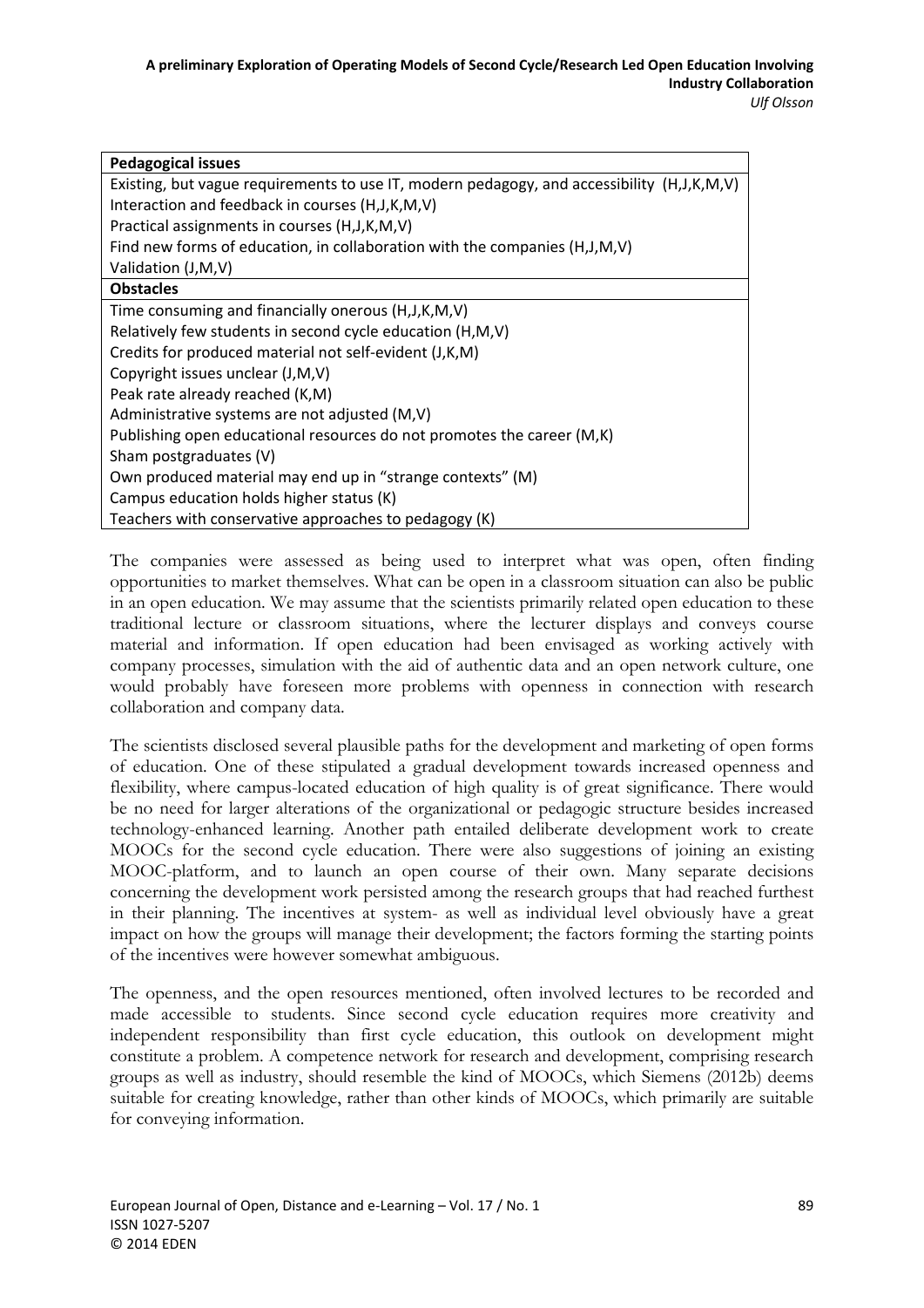| **Pedagogical issues** |
| --- |
| Existing, but vague requirements to use IT, modern pedagogy, and accessibility (H,J,K,M,V) |
| Interaction and feedback in courses (H,J,K,M,V) |
| Practical assignments in courses (H,J,K,M,V) |
| Find new forms of education, in collaboration with the companies (H,J,M,V) |
| Validation (J,M,V) |
| **Obstacles** |
| Time consuming and financially onerous (H,J,K,M,V) |
| Relatively few students in second cycle education (H,M,V) |
| Credits for produced material not self-evident (J,K,M) |
| Copyright issues unclear (J,M,V) |
| Peak rate already reached (K,M) |
| Administrative systems are not adjusted (M,V) |
| Publishing open educational resources do not promotes the career (M,K) |
| Sham postgraduates (V) |
| Own produced material may end up in "strange contexts" (M) |
| Campus education holds higher status (K) |
| Teachers with conservative approaches to pedagogy (K) |

The companies were assessed as being used to interpret what was open, often finding opportunities to market themselves. What can be open in a classroom situation can also be public in an open education. We may assume that the scientists primarily related open education to these traditional lecture or classroom situations, where the lecturer displays and conveys course material and information. If open education had been envisaged as working actively with company processes, simulation with the aid of authentic data and an open network culture, one would probably have foreseen more problems with openness in connection with research collaboration and company data.

The scientists disclosed several plausible paths for the development and marketing of open forms of education. One of these stipulated a gradual development towards increased openness and flexibility, where campus-located education of high quality is of great significance. There would be no need for larger alterations of the organizational or pedagogic structure besides increased technology-enhanced learning. Another path entailed deliberate development work to create MOOCs for the second cycle education. There were also suggestions of joining an existing MOOC-platform, and to launch an open course of their own. Many separate decisions concerning the development work persisted among the research groups that had reached furthest in their planning. The incentives at system- as well as individual level obviously have a great impact on how the groups will manage their development; the factors forming the starting points of the incentives were however somewhat ambiguous.

The openness, and the open resources mentioned, often involved lectures to be recorded and made accessible to students. Since second cycle education requires more creativity and independent responsibility than first cycle education, this outlook on development might constitute a problem. A competence network for research and development, comprising research groups as well as industry, should resemble the kind of MOOCs, which Siemens (2012b) deems suitable for creating knowledge, rather than other kinds of MOOCs, which primarily are suitable for conveying information.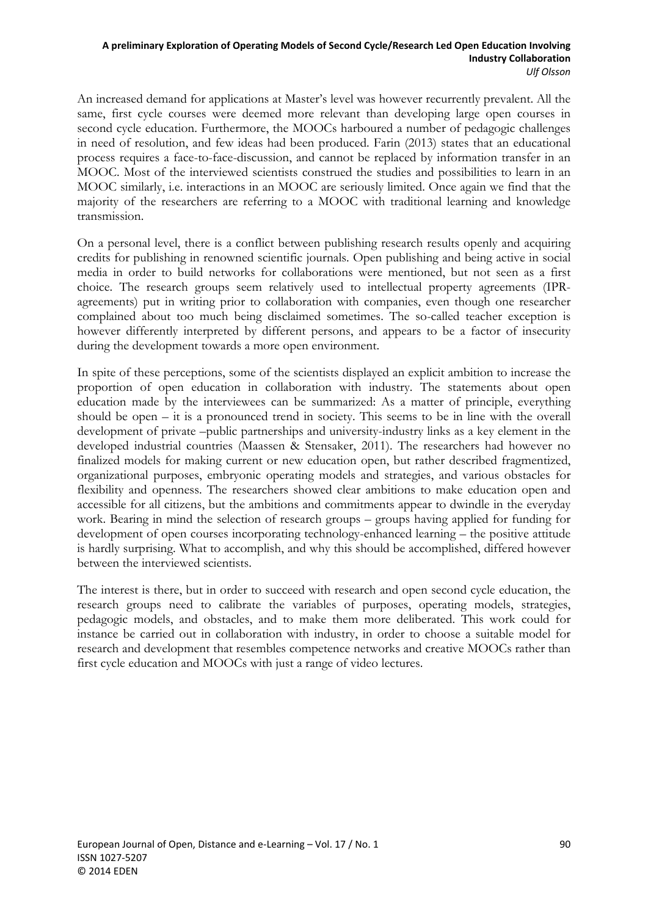An increased demand for applications at Master's level was however recurrently prevalent. All the same, first cycle courses were deemed more relevant than developing large open courses in second cycle education. Furthermore, the MOOCs harboured a number of pedagogic challenges in need of resolution, and few ideas had been produced. Farin (2013) states that an educational process requires a face-to-face-discussion, and cannot be replaced by information transfer in an MOOC. Most of the interviewed scientists construed the studies and possibilities to learn in an MOOC similarly, i.e. interactions in an MOOC are seriously limited. Once again we find that the majority of the researchers are referring to a MOOC with traditional learning and knowledge transmission.

On a personal level, there is a conflict between publishing research results openly and acquiring credits for publishing in renowned scientific journals. Open publishing and being active in social media in order to build networks for collaborations were mentioned, but not seen as a first choice. The research groups seem relatively used to intellectual property agreements (IPR-agreements) put in writing prior to collaboration with companies, even though one researcher complained about too much being disclaimed sometimes. The so-called teacher exception is however differently interpreted by different persons, and appears to be a factor of insecurity during the development towards a more open environment.

In spite of these perceptions, some of the scientists displayed an explicit ambition to increase the proportion of open education in collaboration with industry. The statements about open education made by the interviewees can be summarized: As a matter of principle, everything should be open – it is a pronounced trend in society. This seems to be in line with the overall development of private –public partnerships and university-industry links as a key element in the developed industrial countries (Maassen & Stensaker, 2011). The researchers had however no finalized models for making current or new education open, but rather described fragmentized, organizational purposes, embryonic operating models and strategies, and various obstacles for flexibility and openness. The researchers showed clear ambitions to make education open and accessible for all citizens, but the ambitions and commitments appear to dwindle in the everyday work. Bearing in mind the selection of research groups – groups having applied for funding for development of open courses incorporating technology-enhanced learning – the positive attitude is hardly surprising. What to accomplish, and why this should be accomplished, differed however between the interviewed scientists.

The interest is there, but in order to succeed with research and open second cycle education, the research groups need to calibrate the variables of purposes, operating models, strategies, pedagogic models, and obstacles, and to make them more deliberated. This work could for instance be carried out in collaboration with industry, in order to choose a suitable model for research and development that resembles competence networks and creative MOOCs rather than first cycle education and MOOCs with just a range of video lectures.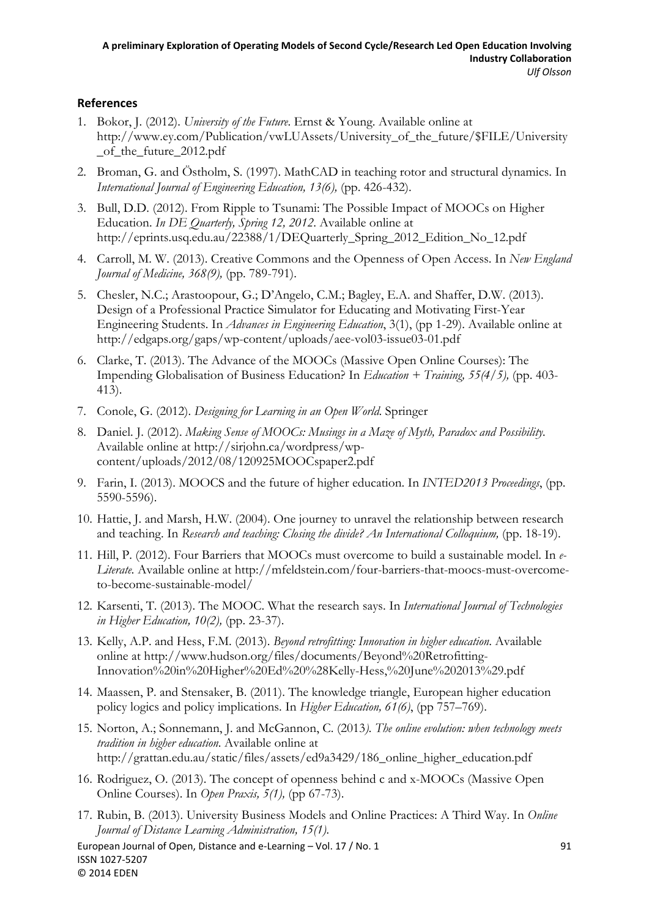## References

1. Bokor, J. (2012). *University of the Future*. Ernst & Young. Available online at http://www.ey.com/Publication/vwLUAssets/University_of_the_future/$FILE/University_of_the_future_2012.pdf

2. Broman, G. and Östholm, S. (1997). MathCAD in teaching rotor and structural dynamics. In *International Journal of Engineering Education, 13(6),* (pp. 426-432).

3. Bull, D.D. (2012). From Ripple to Tsunami: The Possible Impact of MOOCs on Higher Education. *In DE Quarterly, Spring 12, 2012*. Available online at http://eprints.usq.edu.au/22388/1/DEQuarterly_Spring_2012_Edition_No_12.pdf

4. Carroll, M. W. (2013). Creative Commons and the Openness of Open Access. In *New England Journal of Medicine, 368(9),* (pp. 789-791).

5. Chesler, N.C.; Arastoopour, G.; D'Angelo, C.M.; Bagley, E.A. and Shaffer, D.W. (2013). Design of a Professional Practice Simulator for Educating and Motivating First-Year Engineering Students. In *Advances in Engineering Education*, 3(1), (pp 1-29). Available online at http://edgaps.org/gaps/wp-content/uploads/aee-vol03-issue03-01.pdf

6. Clarke, T. (2013). The Advance of the MOOCs (Massive Open Online Courses): The Impending Globalisation of Business Education? In *Education + Training, 55(4/5),* (pp. 403-413).

7. Conole, G. (2012). *Designing for Learning in an Open World*. Springer

8. Daniel. J. (2012). *Making Sense of MOOCs: Musings in a Maze of Myth, Paradox and Possibility*. Available online at http://sirjohn.ca/wordpress/wp-content/uploads/2012/08/120925MOOCspaper2.pdf

9. Farin, I. (2013). MOOCS and the future of higher education. In *INTED2013 Proceedings*, (pp. 5590-5596).

10. Hattie, J. and Marsh, H.W. (2004). One journey to unravel the relationship between research and teaching. In *Research and teaching: Closing the divide? An International Colloquium,* (pp. 18-19).

11. Hill, P. (2012). Four Barriers that MOOCs must overcome to build a sustainable model. In *e-Literate.* Available online at http://mfeldstein.com/four-barriers-that-moocs-must-overcome-to-become-sustainable-model/

12. Karsenti, T. (2013). The MOOC. What the research says. In *International Journal of Technologies in Higher Education, 10(2),* (pp. 23-37).

13. Kelly, A.P. and Hess, F.M. (2013). *Beyond retrofitting: Innovation in higher education*. Available online at http://www.hudson.org/files/documents/Beyond%20Retrofitting-Innovation%20in%20Higher%20Ed%20%28Kelly-Hess,%20June%202013%29.pdf

14. Maassen, P. and Stensaker, B. (2011). The knowledge triangle, European higher education policy logics and policy implications. In *Higher Education, 61(6)*, (pp 757–769).

15. Norton, A.; Sonnemann, J. and McGannon, C. (2013*). The online evolution: when technology meets tradition in higher education*. Available online at http://grattan.edu.au/static/files/assets/ed9a3429/186_online_higher_education.pdf

16. Rodriguez, O. (2013). The concept of openness behind c and x-MOOCs (Massive Open Online Courses). In *Open Praxis, 5(1),* (pp 67-73).

17. Rubin, B. (2013). University Business Models and Online Practices: A Third Way. In *Online Journal of Distance Learning Administration, 15(1)*.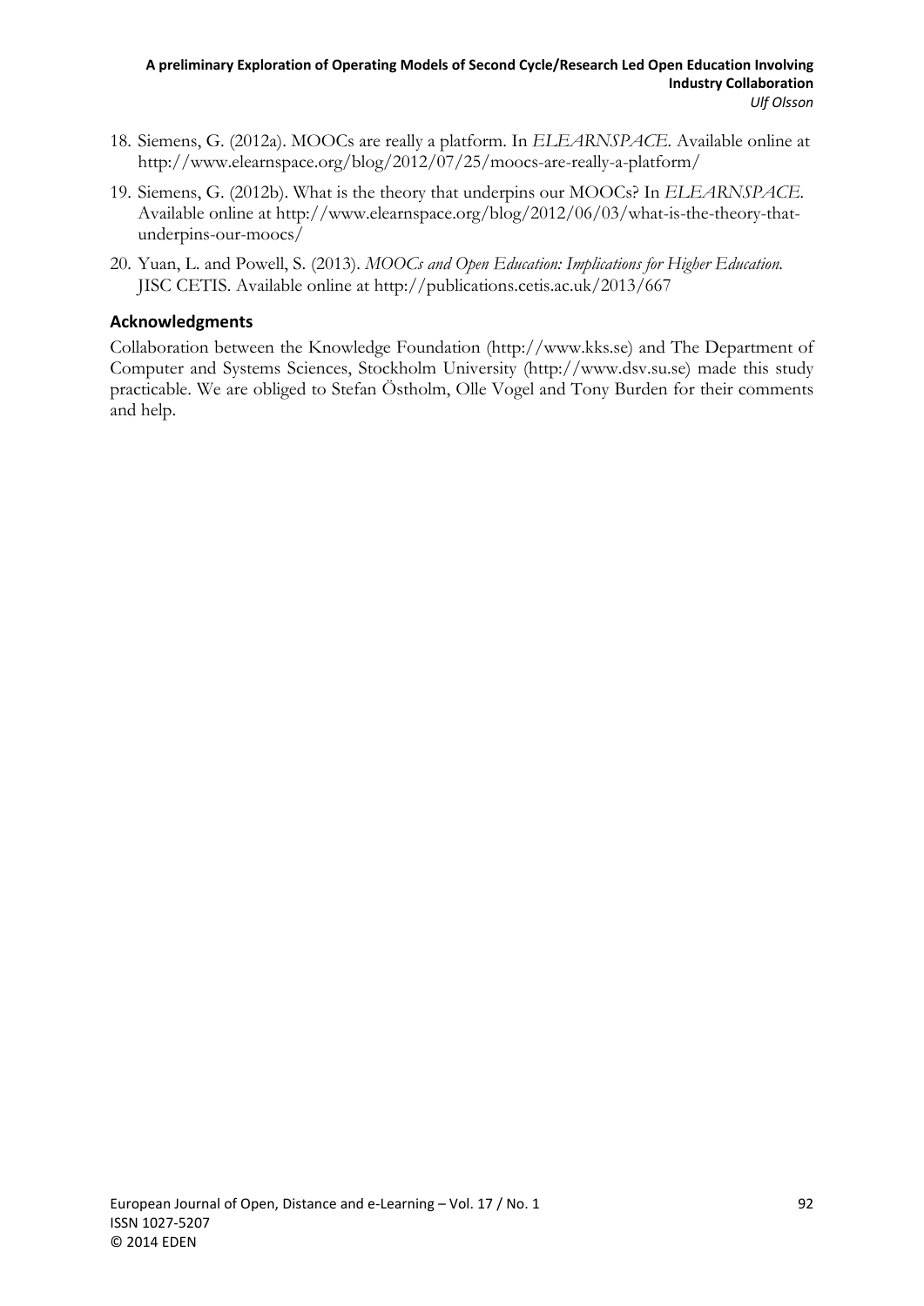18. Siemens, G. (2012a). MOOCs are really a platform. In *ELEARNSPACE*. Available online at http://www.elearnspace.org/blog/2012/07/25/moocs-are-really-a-platform/

19. Siemens, G. (2012b). What is the theory that underpins our MOOCs? In *ELEARNSPACE*. Available online at http://www.elearnspace.org/blog/2012/06/03/what-is-the-theory-that-underpins-our-moocs/

20. Yuan, L. and Powell, S. (2013). *MOOCs and Open Education: Implications for Higher Education.* JISC CETIS. Available online at http://publications.cetis.ac.uk/2013/667

## Acknowledgments

Collaboration between the Knowledge Foundation (http://www.kks.se) and The Department of Computer and Systems Sciences, Stockholm University (http://www.dsv.su.se) made this study practicable. We are obliged to Stefan Östholm, Olle Vogel and Tony Burden for their comments and help.